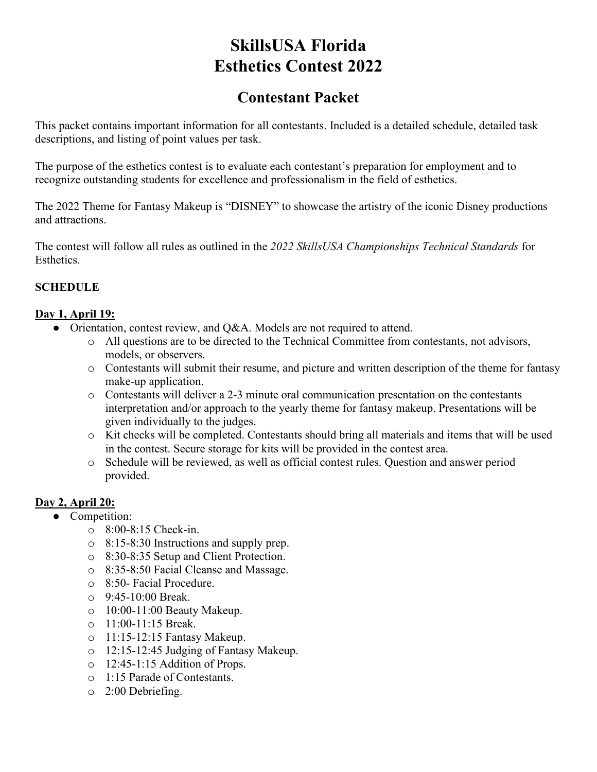# SkillsUSA Florida
# Esthetics Contest 2022

## Contestant Packet

This packet contains important information for all contestants. Included is a detailed schedule, detailed task descriptions, and listing of point values per task.

The purpose of the esthetics contest is to evaluate each contestant's preparation for employment and to recognize outstanding students for excellence and professionalism in the field of esthetics.

The 2022 Theme for Fantasy Makeup is "DISNEY" to showcase the artistry of the iconic Disney productions and attractions.

The contest will follow all rules as outlined in the *2022 SkillsUSA Championships Technical Standards* for Esthetics.

**SCHEDULE**

**Day 1, April 19:**

- Orientation, contest review, and Q&A. Models are not required to attend.
  - All questions are to be directed to the Technical Committee from contestants, not advisors, models, or observers.
  - Contestants will submit their resume, and picture and written description of the theme for fantasy make-up application.
  - Contestants will deliver a 2-3 minute oral communication presentation on the contestants interpretation and/or approach to the yearly theme for fantasy makeup. Presentations will be given individually to the judges.
  - Kit checks will be completed. Contestants should bring all materials and items that will be used in the contest. Secure storage for kits will be provided in the contest area.
  - Schedule will be reviewed, as well as official contest rules. Question and answer period provided.

**Day 2, April 20:**

- Competition:
  - 8:00-8:15 Check-in.
  - 8:15-8:30 Instructions and supply prep.
  - 8:30-8:35 Setup and Client Protection.
  - 8:35-8:50 Facial Cleanse and Massage.
  - 8:50- Facial Procedure.
  - 9:45-10:00 Break.
  - 10:00-11:00 Beauty Makeup.
  - 11:00-11:15 Break.
  - 11:15-12:15 Fantasy Makeup.
  - 12:15-12:45 Judging of Fantasy Makeup.
  - 12:45-1:15 Addition of Props.
  - 1:15 Parade of Contestants.
  - 2:00 Debriefing.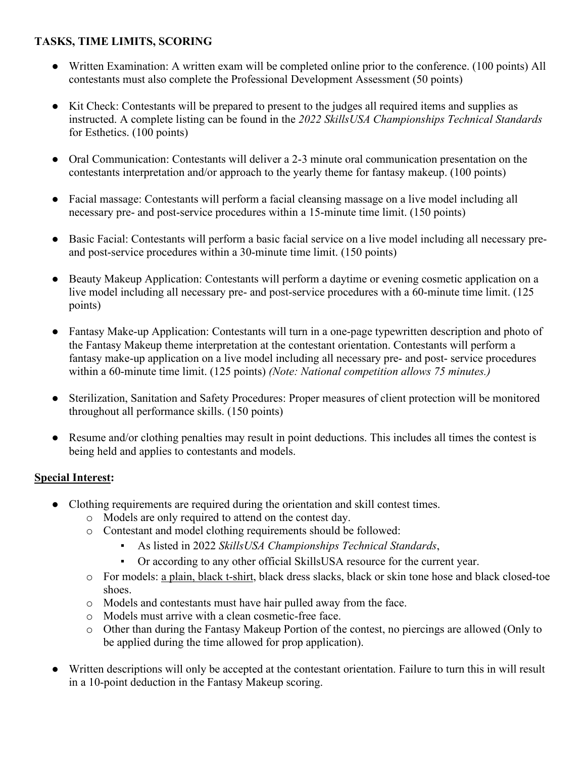**TASKS, TIME LIMITS, SCORING**

- Written Examination: A written exam will be completed online prior to the conference. (100 points) All contestants must also complete the Professional Development Assessment (50 points)

- Kit Check: Contestants will be prepared to present to the judges all required items and supplies as instructed. A complete listing can be found in the *2022 SkillsUSA Championships Technical Standards* for Esthetics. (100 points)

- Oral Communication: Contestants will deliver a 2-3 minute oral communication presentation on the contestants interpretation and/or approach to the yearly theme for fantasy makeup. (100 points)

- Facial massage: Contestants will perform a facial cleansing massage on a live model including all necessary pre- and post-service procedures within a 15-minute time limit. (150 points)

- Basic Facial: Contestants will perform a basic facial service on a live model including all necessary pre- and post-service procedures within a 30-minute time limit. (150 points)

- Beauty Makeup Application: Contestants will perform a daytime or evening cosmetic application on a live model including all necessary pre- and post-service procedures with a 60-minute time limit. (125 points)

- Fantasy Make-up Application: Contestants will turn in a one-page typewritten description and photo of the Fantasy Makeup theme interpretation at the contestant orientation. Contestants will perform a fantasy make-up application on a live model including all necessary pre- and post- service procedures within a 60-minute time limit. (125 points) *(Note: National competition allows 75 minutes.)*

- Sterilization, Sanitation and Safety Procedures: Proper measures of client protection will be monitored throughout all performance skills. (150 points)

- Resume and/or clothing penalties may result in point deductions. This includes all times the contest is being held and applies to contestants and models.

**Special Interest:**

- Clothing requirements are required during the orientation and skill contest times.
  - Models are only required to attend on the contest day.
  - Contestant and model clothing requirements should be followed:
    - As listed in 2022 *SkillsUSA Championships Technical Standards*,
    - Or according to any other official SkillsUSA resource for the current year.
  - For models: a plain, black t-shirt, black dress slacks, black or skin tone hose and black closed-toe shoes.
  - Models and contestants must have hair pulled away from the face.
  - Models must arrive with a clean cosmetic-free face.
  - Other than during the Fantasy Makeup Portion of the contest, no piercings are allowed (Only to be applied during the time allowed for prop application).

- Written descriptions will only be accepted at the contestant orientation. Failure to turn this in will result in a 10-point deduction in the Fantasy Makeup scoring.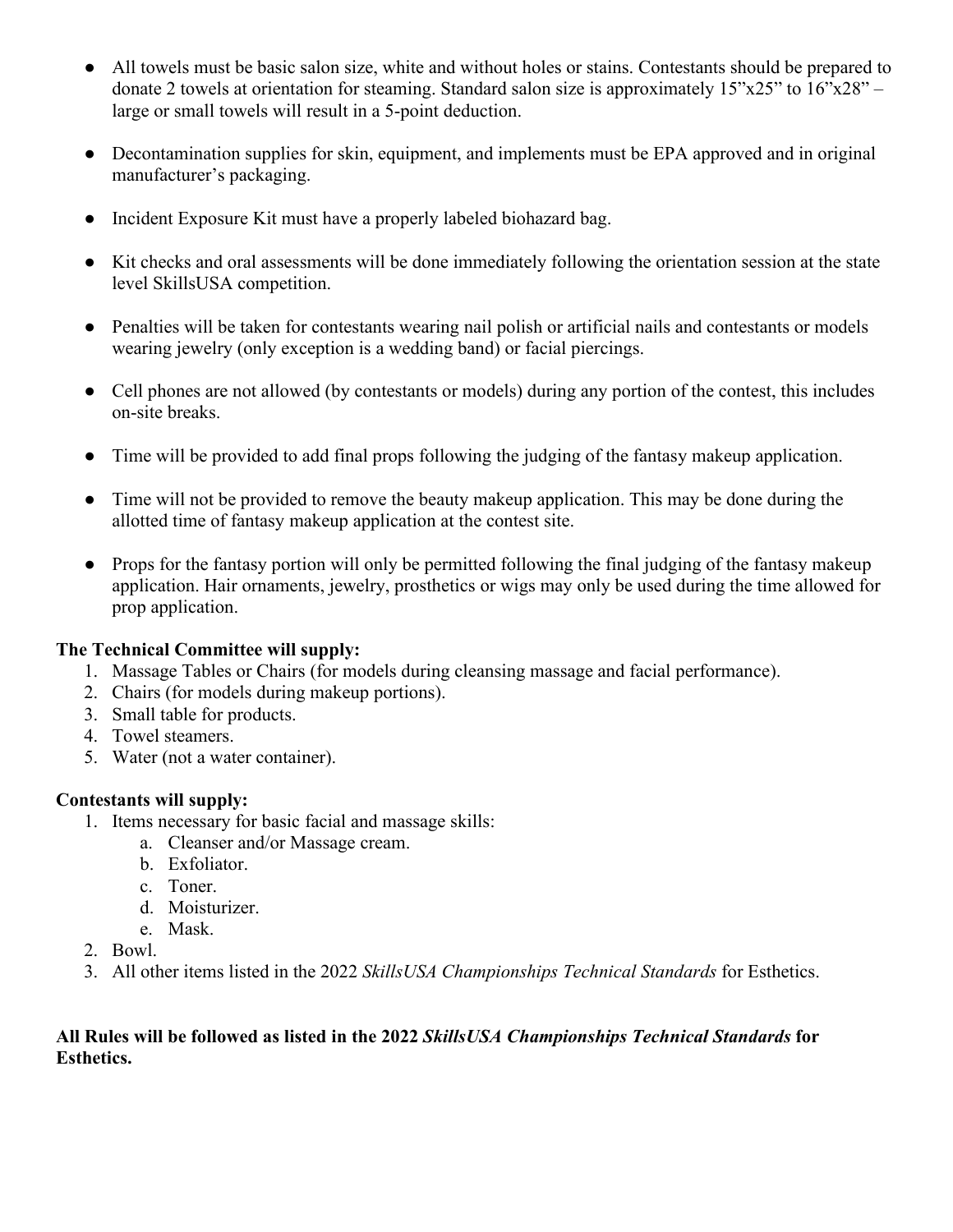- All towels must be basic salon size, white and without holes or stains. Contestants should be prepared to donate 2 towels at orientation for steaming. Standard salon size is approximately 15"x25" to 16"x28" – large or small towels will result in a 5-point deduction.

- Decontamination supplies for skin, equipment, and implements must be EPA approved and in original manufacturer's packaging.

- Incident Exposure Kit must have a properly labeled biohazard bag.

- Kit checks and oral assessments will be done immediately following the orientation session at the state level SkillsUSA competition.

- Penalties will be taken for contestants wearing nail polish or artificial nails and contestants or models wearing jewelry (only exception is a wedding band) or facial piercings.

- Cell phones are not allowed (by contestants or models) during any portion of the contest, this includes on-site breaks.

- Time will be provided to add final props following the judging of the fantasy makeup application.

- Time will not be provided to remove the beauty makeup application. This may be done during the allotted time of fantasy makeup application at the contest site.

- Props for the fantasy portion will only be permitted following the final judging of the fantasy makeup application. Hair ornaments, jewelry, prosthetics or wigs may only be used during the time allowed for prop application.

**The Technical Committee will supply:**

1. Massage Tables or Chairs (for models during cleansing massage and facial performance).
2. Chairs (for models during makeup portions).
3. Small table for products.
4. Towel steamers.
5. Water (not a water container).

**Contestants will supply:**

1. Items necessary for basic facial and massage skills:
   a. Cleanser and/or Massage cream.
   b. Exfoliator.
   c. Toner.
   d. Moisturizer.
   e. Mask.
2. Bowl.
3. All other items listed in the 2022 *SkillsUSA Championships Technical Standards* for Esthetics.

**All Rules will be followed as listed in the 2022 *SkillsUSA Championships Technical Standards* for Esthetics.**